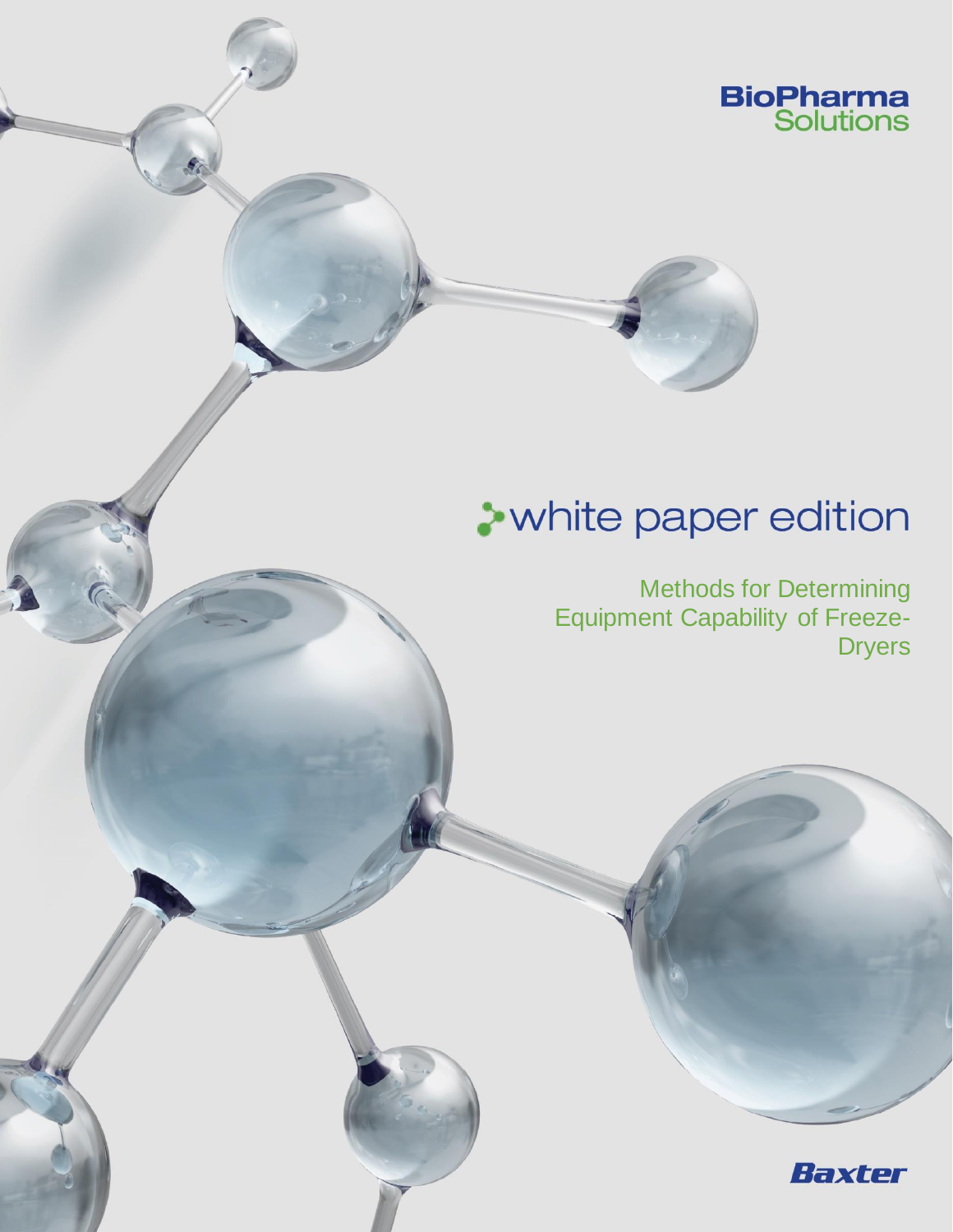BioPharma Solutions

# white paper edition

## Methods for Determining Equipment Capability of Freeze-Dryers

Baxter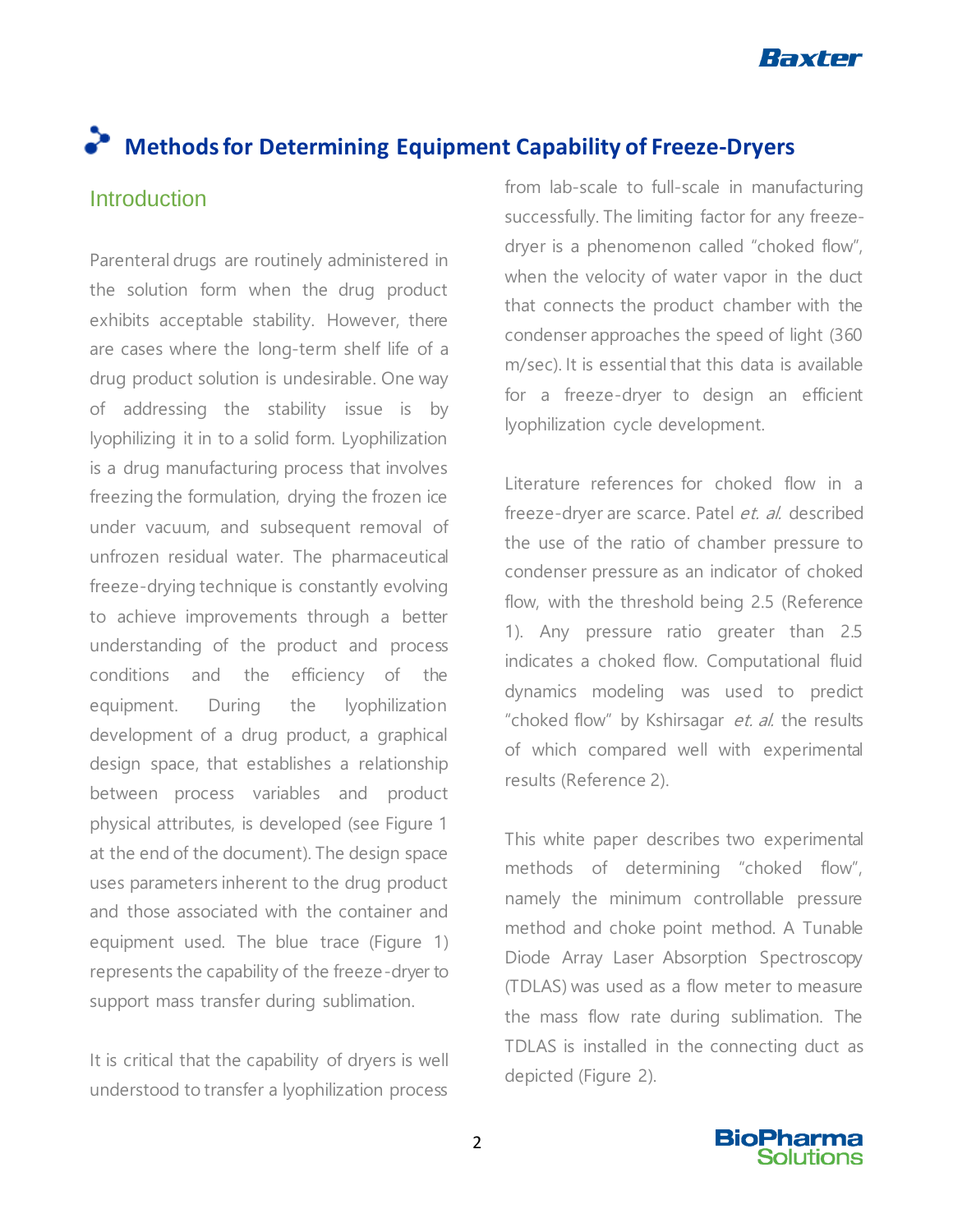# Methods for Determining Equipment Capability of Freeze-Dryers

## Introduction

Parenteral drugs are routinely administered in the solution form when the drug product exhibits acceptable stability. However, there are cases where the long-term shelf life of a drug product solution is undesirable. One way of addressing the stability issue is by lyophilizing it in to a solid form. Lyophilization is a drug manufacturing process that involves freezing the formulation, drying the frozen ice under vacuum, and subsequent removal of unfrozen residual water. The pharmaceutical freeze-drying technique is constantly evolving to achieve improvements through a better understanding of the product and process conditions and the efficiency of the equipment. During the lyophilization development of a drug product, a graphical design space, that establishes a relationship between process variables and product physical attributes, is developed (see Figure 1 at the end of the document). The design space uses parameters inherent to the drug product and those associated with the container and equipment used. The blue trace (Figure 1) represents the capability of the freeze-dryer to support mass transfer during sublimation.

It is critical that the capability of dryers is well understood to transfer a lyophilization process from lab-scale to full-scale in manufacturing successfully. The limiting factor for any freeze-dryer is a phenomenon called "choked flow", when the velocity of water vapor in the duct that connects the product chamber with the condenser approaches the speed of light (360 m/sec). It is essential that this data is available for a freeze-dryer to design an efficient lyophilization cycle development.

Literature references for choked flow in a freeze-dryer are scarce. Patel *et. al.* described the use of the ratio of chamber pressure to condenser pressure as an indicator of choked flow, with the threshold being 2.5 (Reference 1). Any pressure ratio greater than 2.5 indicates a choked flow. Computational fluid dynamics modeling was used to predict "choked flow" by Kshirsagar *et. al.* the results of which compared well with experimental results (Reference 2).

This white paper describes two experimental methods of determining "choked flow", namely the minimum controllable pressure method and choke point method. A Tunable Diode Array Laser Absorption Spectroscopy (TDLAS) was used as a flow meter to measure the mass flow rate during sublimation. The TDLAS is installed in the connecting duct as depicted (Figure 2).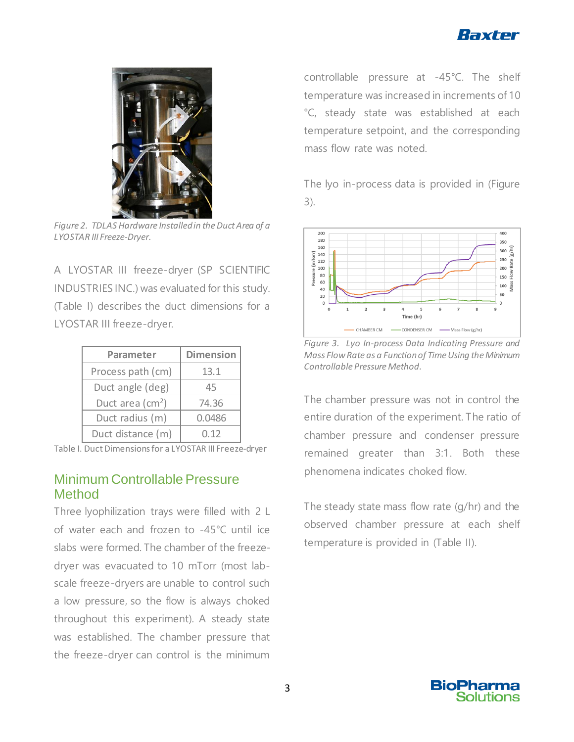Figure 2. TDLAS Hardware Installed in the Duct Area of a LYOSTAR III Freeze-Dryer.

A LYOSTAR III freeze-dryer (SP SCIENTIFIC INDUSTRIES INC.) was evaluated for this study. (Table I) describes the duct dimensions for a LYOSTAR III freeze-dryer.

| Parameter | Dimension |
|---|---|
| Process path (cm) | 13.1 |
| Duct angle (deg) | 45 |
| Duct area ($cm^2$) | 74.36 |
| Duct radius (m) | 0.0486 |
| Duct distance (m) | 0.12 |

Table I. Duct Dimensions for a LYOSTAR III Freeze-dryer

## Minimum Controllable Pressure Method

Three lyophilization trays were filled with 2 L of water each and frozen to -45°C until ice slabs were formed. The chamber of the freeze-dryer was evacuated to 10 mTorr (most lab-scale freeze-dryers are unable to control such a low pressure, so the flow is always choked throughout this experiment). A steady state was established. The chamber pressure that the freeze-dryer can control is the minimum controllable pressure at -45°C. The shelf temperature was increased in increments of 10 °C, steady state was established at each temperature setpoint, and the corresponding mass flow rate was noted.

The lyo in-process data is provided in (Figure 3).

Figure 3. Lyo In-process Data Indicating Pressure and Mass Flow Rate as a Function of Time Using the Minimum Controllable Pressure Method.

The chamber pressure was not in control the entire duration of the experiment. The ratio of chamber pressure and condenser pressure remained greater than 3:1. Both these phenomena indicates choked flow.

The steady state mass flow rate (g/hr) and the observed chamber pressure at each shelf temperature is provided in (Table II).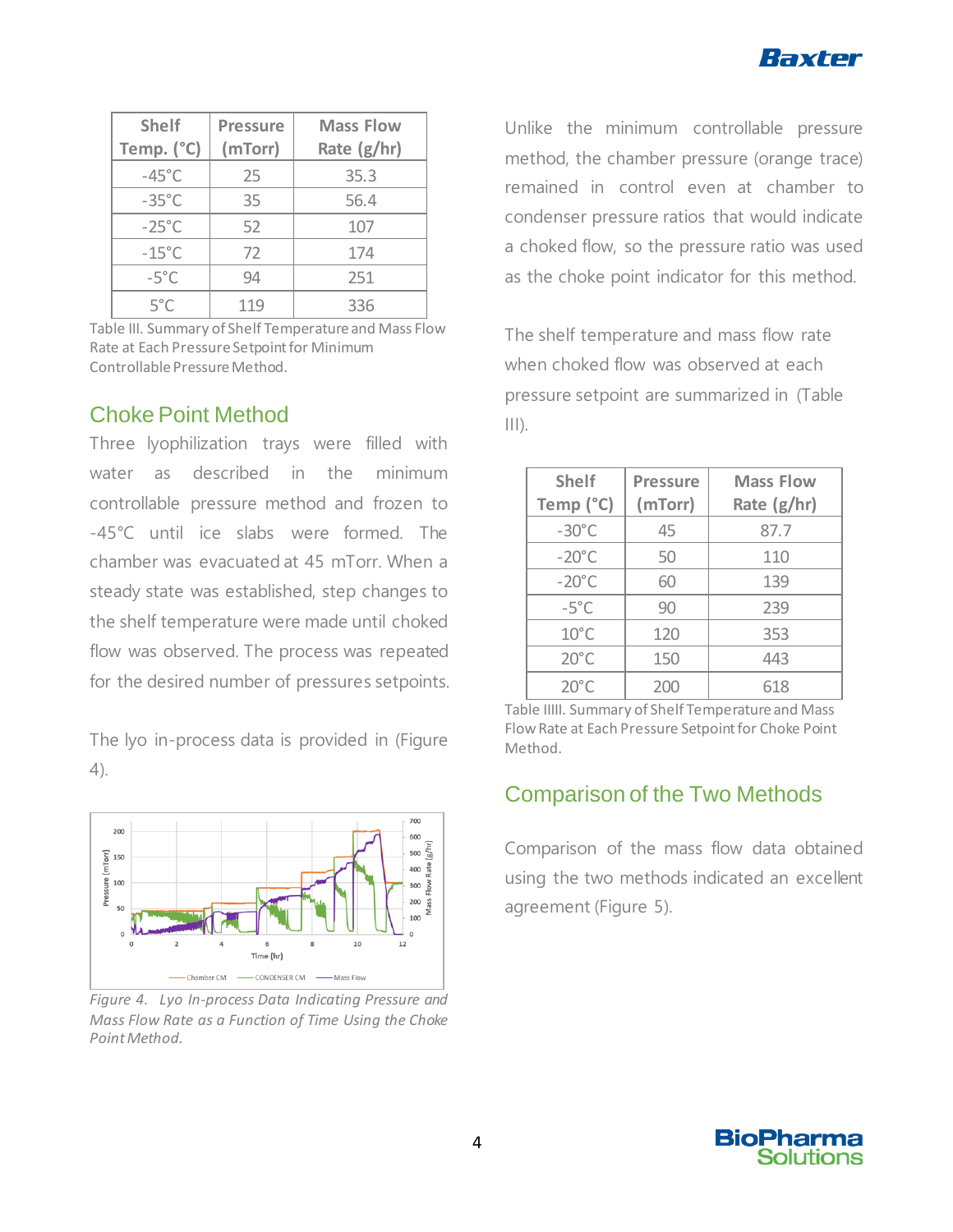| Shelf Temp. (°C) | Pressure (mTorr) | Mass Flow Rate (g/hr) |
|---|---|---|
| -45°C | 25 | 35.3 |
| -35°C | 35 | 56.4 |
| -25°C | 52 | 107 |
| -15°C | 72 | 174 |
| -5°C | 94 | 251 |
| 5°C | 119 | 336 |

Table III. Summary of Shelf Temperature and Mass Flow Rate at Each Pressure Setpoint for Minimum Controllable Pressure Method.

## Choke Point Method

Three lyophilization trays were filled with water as described in the minimum controllable pressure method and frozen to -45°C until ice slabs were formed. The chamber was evacuated at 45 mTorr. When a steady state was established, step changes to the shelf temperature were made until choked flow was observed. The process was repeated for the desired number of pressures setpoints.

The lyo in-process data is provided in (Figure 4).

Figure 4. Lyo In-process Data Indicating Pressure and Mass Flow Rate as a Function of Time Using the Choke Point Method.

Unlike the minimum controllable pressure method, the chamber pressure (orange trace) remained in control even at chamber to condenser pressure ratios that would indicate a choked flow, so the pressure ratio was used as the choke point indicator for this method.

The shelf temperature and mass flow rate when choked flow was observed at each pressure setpoint are summarized in (Table III).

| Shelf Temp (°C) | Pressure (mTorr) | Mass Flow Rate (g/hr) |
|---|---|---|
| -30°C | 45 | 87.7 |
| -20°C | 50 | 110 |
| -20°C | 60 | 139 |
| -5°C | 90 | 239 |
| 10°C | 120 | 353 |
| 20°C | 150 | 443 |
| 20°C | 200 | 618 |

Table IIII. Summary of Shelf Temperature and Mass Flow Rate at Each Pressure Setpoint for Choke Point Method.

## Comparison of the Two Methods

Comparison of the mass flow data obtained using the two methods indicated an excellent agreement (Figure 5).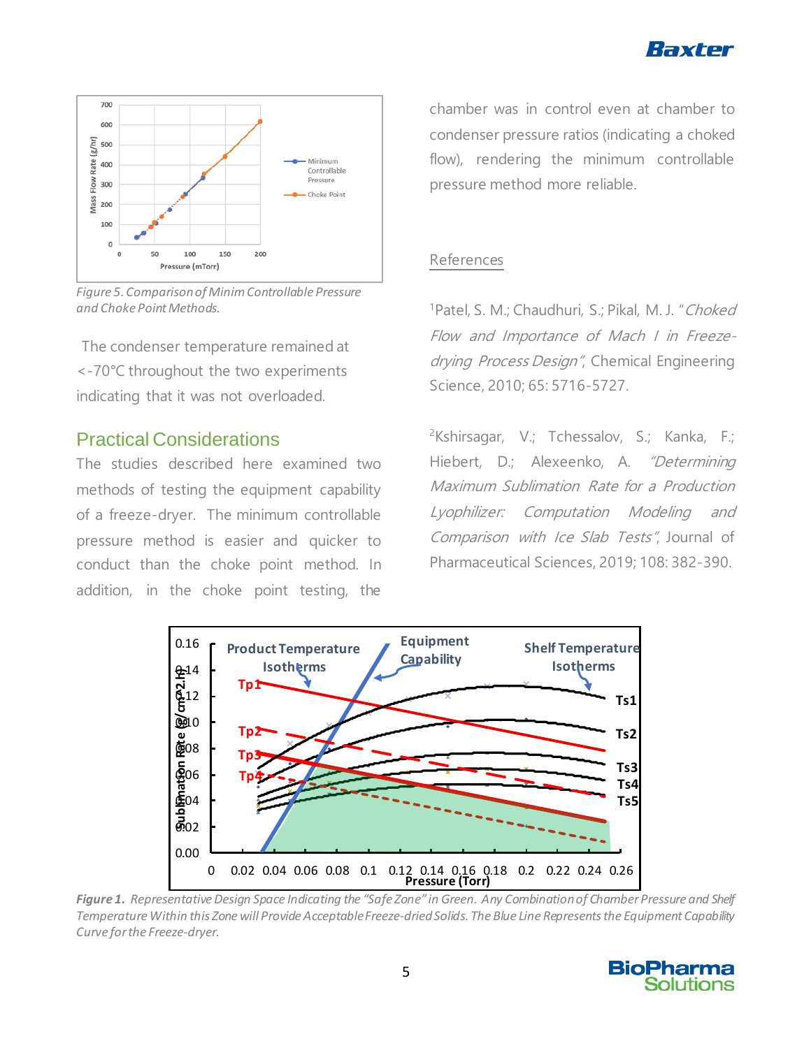*Figure 5. Comparison of Minim Controllable Pressure and Choke Point Methods.*

The condenser temperature remained at <-70°C throughout the two experiments indicating that it was not overloaded.

## Practical Considerations

The studies described here examined two methods of testing the equipment capability of a freeze-dryer. The minimum controllable pressure method is easier and quicker to conduct than the choke point method. In addition, in the choke point testing, the chamber was in control even at chamber to condenser pressure ratios (indicating a choked flow), rendering the minimum controllable pressure method more reliable.

## References

[1]Patel, S. M.; Chaudhuri, S.; Pikal, M. J. "*Choked Flow and Importance of Mach I in Freeze-drying Process Design*", Chemical Engineering Science, 2010; 65: 5716-5727.

[2]Kshirsagar, V.; Tchessalov, S.; Kanka, F.; Hiebert, D.; Alexeenko, A. "*Determining Maximum Sublimation Rate for a Production Lyophilizer: Computation Modeling and Comparison with Ice Slab Tests*", Journal of Pharmaceutical Sciences, 2019; 108: 382-390.

***Figure 1.*** *Representative Design Space Indicating the "Safe Zone" in Green. Any Combination of Chamber Pressure and Shelf Temperature Within this Zone will Provide Acceptable Freeze-dried Solids. The Blue Line Represents the Equipment Capability Curve for the Freeze-dryer.*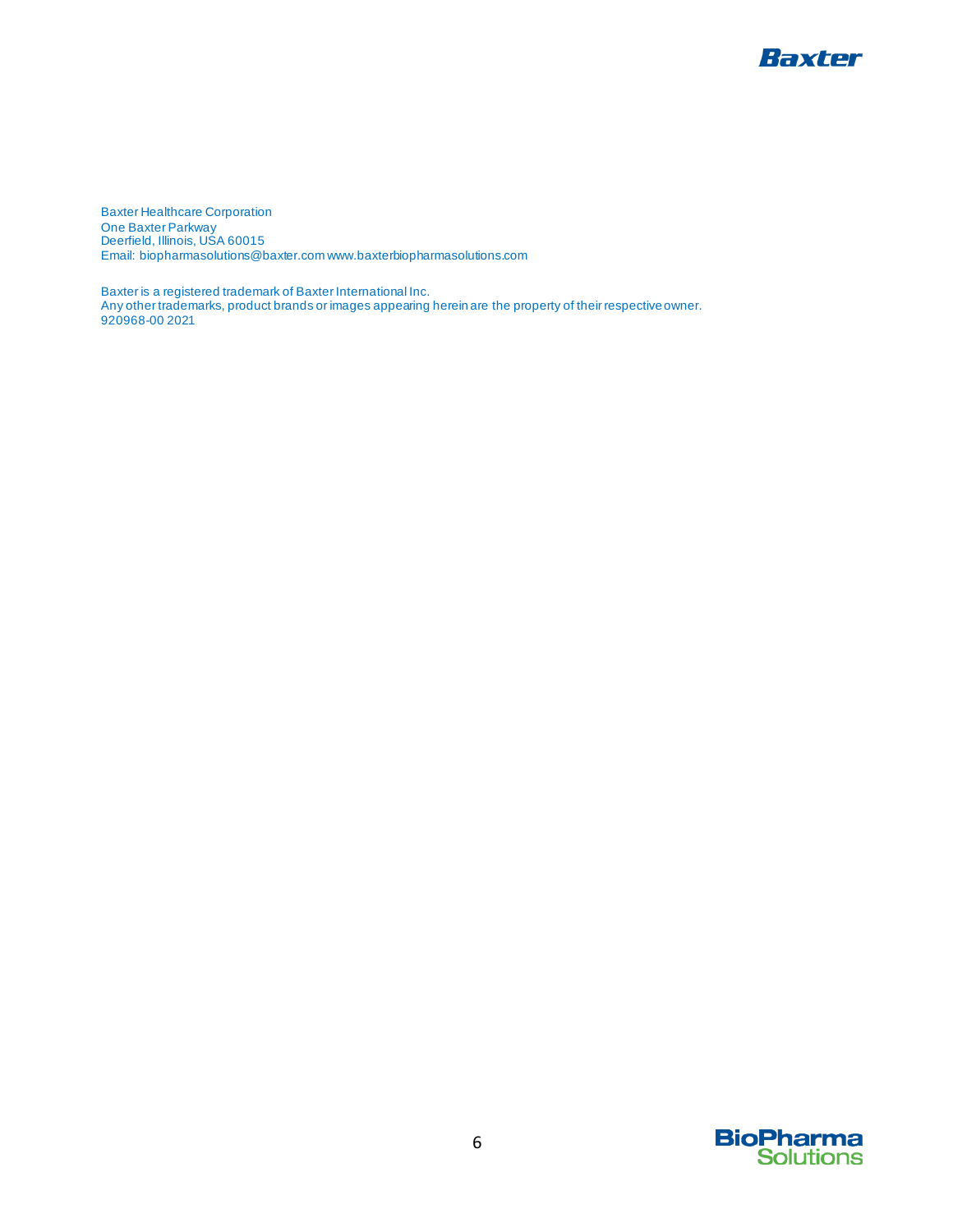Baxter Healthcare Corporation
One Baxter Parkway
Deerfield, Illinois, USA 60015
Email: biopharmasolutions@baxter.com www.baxterbiopharmasolutions.com

Baxter is a registered trademark of Baxter International Inc.
Any other trademarks, product brands or images appearing herein are the property of their respective owner.
920968-00 2021